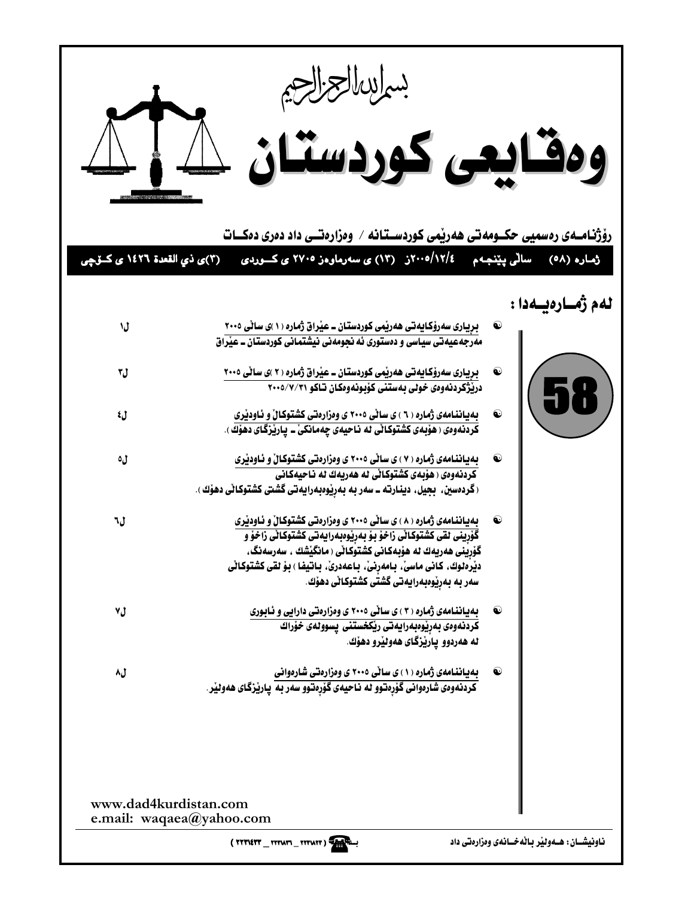بسم الله الرحمن الرحيم

# وەقایعی كوردستان

**رۆژنامەی رەسمیی حكومەتی هەرێمی كوردستانە / وەزارەتی داد دەری دەكات**

**ژمارە (٥٨) سالی پێنجەم ٢٠٠٥/١٢/٤ز (١٣) ی سەرماوەز ٢٧٠٥ ی كوردی (٣)ی ذي القعدة ١٤٢٦ ی كۆچی**

## لەم ژمارەیەدا :

58

- **بڕیاری سەرۆكایەتی هەرێمی كوردستان ـ عێراق ژمارە (١)ی سالی ٢٠٠٥** مەرجەعیەتی سیاسی و دەستوری ئەنجومەنی نیشتمانی كوردستان ـ عێراق — ل١
- **بڕیاری سەرۆكایەتی هەرێمی كوردستان ـ عێراق ژمارە (٢)ی سالی ٢٠٠٥** درێژكردنەوەی خولی بەستنی كۆبونەوەكان تاكو ٢٠٠٥/٧/٣١ — ل٣
- **بەیاننامەی ژمارە (٦) ی سالی ٢٠٠٥ ی وەزارەتی كشتوكال و ئاودێری** كردنەوەی (هۆبەی كشتوكالی لە ناحیەی چەمانكێ ـ پارێزگای دهۆك). — ل٤
- **بەیاننامەی ژمارە (٧) ی سالی ٢٠٠٥ ی وەزارەتی كشتوكال و ئاودێری** كردنەوەی (هۆبەی كشتوكالی لە هەریەك لە ناحیەكانی (گردەسێن، بجیل، دینارتە ـ سەر بە بەڕێوەبەرایەتی گشتی كشتوكالی دهۆك). — ل٥
- **بەیاننامەی ژمارە (٨) ی سالی ٢٠٠٥ ی وەزارەتی كشتوكال و ئاودێری** گۆڕینی لقی كشتوكالی زاخۆ بۆ بەڕێوەبەرایەتی كشتوكالی زاخۆ و گۆڕینی هەریەك لە هۆبەكانی كشتوكالی (مانگێشك ، سەرسەنگ، دێرەلوك، كانی ماسێ، بامەرنێ، باعەدرێ، باتیفا) بۆ لقی كشتوكالی سەر بە بەڕێوەبەرایەتی گشتی كشتوكالی دهۆك. — ل٦
- **بەیاننامەی ژمارە (٣) ی سالی ٢٠٠٥ ی وەزارەتی دارایی و ئابوری** كردنەوەی بەڕێوەبەرایەتی رێكخستنی پسوولەی خۆراك لە هەردوو پارێزگای هەولێرو دهۆك. — ل٧
- **بەیاننامەی ژمارە (١) ی سالی ٢٠٠٥ ی وەزارەتی شارەوانی** كردنەوەی شارەوانی گۆڕەتوو لە ناحیەی گۆڕەتوو سەر بە پارێزگای هەولێر. — ل٨

www.dad4kurdistan.com
e.mail: waqaea@yahoo.com

ناونیشان: هەولێر باڵەخانەی وەزارەتی داد

بە ☎ (٢٢٣١٨٢٢ _ ٢٢٣١٨٣١ _ ٢٢٣١٤٣٣)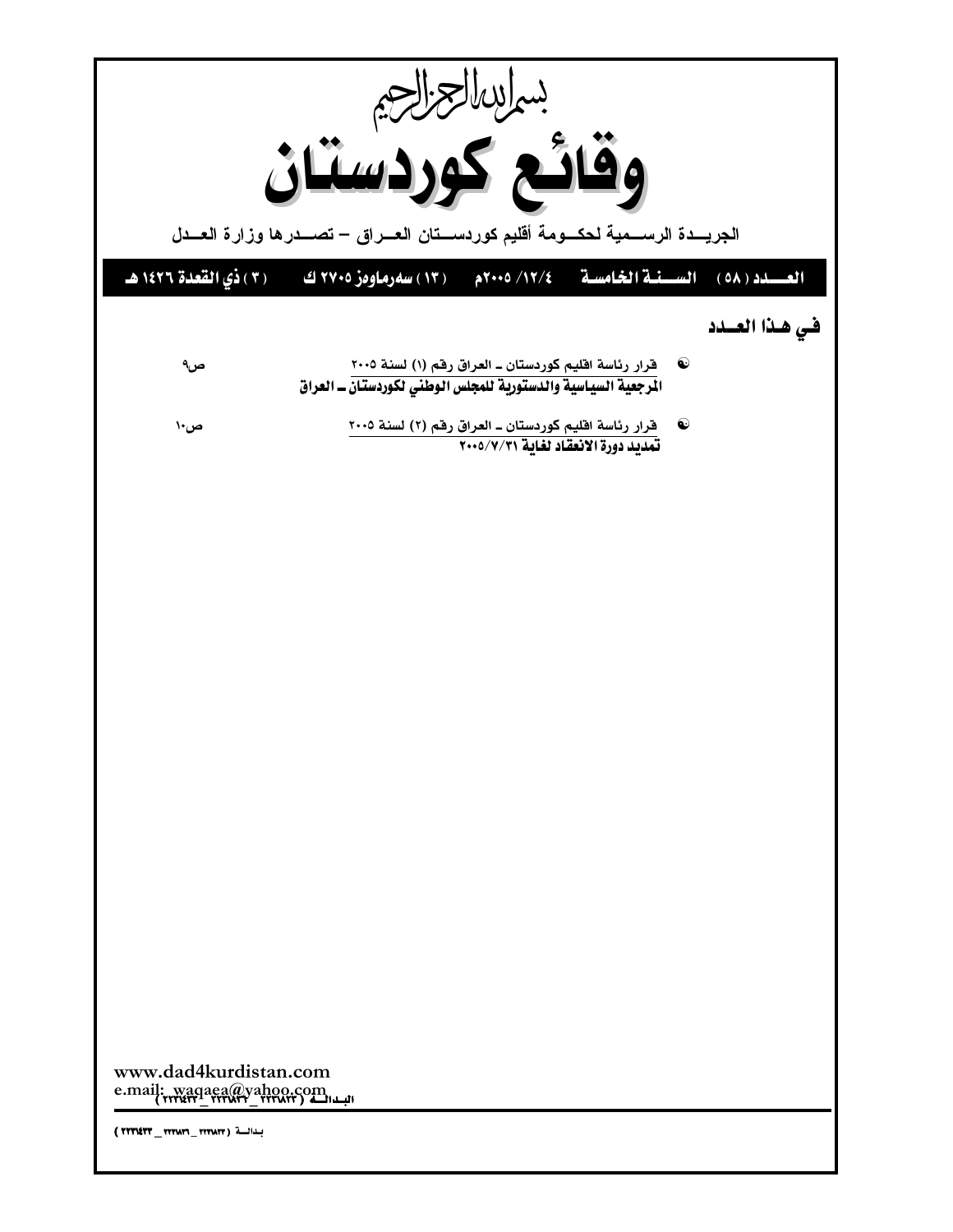بسم الله الرحمن الرحيم

# وقائع كوردستان

الجريــدة الرســمية لحكــومة أقليم كوردســتان العــراق – تصــدرها وزارة العــدل

**العـــدد (٥٨) السـنـة الخامسـة ١٢/٤/ ٢٠٠٥م (١٣) سەرماوەز ٢٧٠٥ ك (٣) ذي القعدة ١٤٢٦ هـ**

## في هـذا العــدد

- قرار رئاسة اقليم كوردستان ـ العراق رقم (١) لسنة ٢٠٠٥ ص٩
  **المرجعية السياسية والدستورية للمجلس الوطني لكوردستان ـ العراق**

- قرار رئاسة اقليم كوردستان ـ العراق رقم (٢) لسنة ٢٠٠٥ ص١٠
  **تمديد دورة الانعقاد لغاية ٢٠٠٥/٧/٣١**

www.dad4kurdistan.com
e.mail: waqaea@yahoo.com
البـدالــة (٢٢٢٣٨٢٢ _ ٢٢٢٣٨٣٦ _ ٢٢٢٤٤٢٢)

بـدالــة (٢٢٢٣٨٢٢ _ ٢٢٢٣٨٣٦ _ ٢٢٢٤٤٢٢)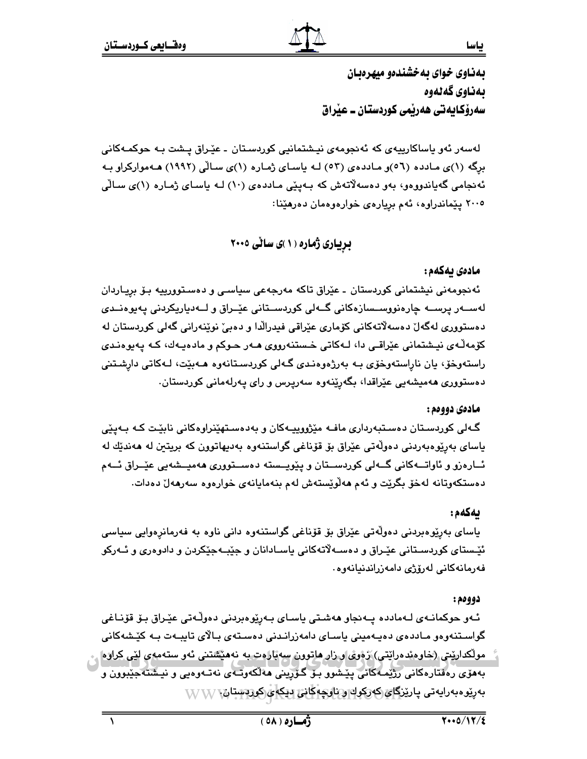**بەناوی خوای بەخشندەو میهرەبان**
**بەناوی گەلەوە**
**سەرۆکایەتی هەرێمی کوردستان ـ عێراق**

لەسەر ئەو یاساکارییەی کە ئەنجومەی نیشتمانیی کوردستان ـ عێراق پشت بە حوکمەکانی برگە (١)ی مادده (٥٦)و ماددەی (٥٣) لە یاسای ژمارە (١)ی ساڵی (١٩٩٢) هەموارکراو بە ئەنجامی گەیاندووەو، بەو دەسەڵاتەش کە بەپێی ماددەی (١٠) لە یاسای ژمارە (١)ی ساڵی ٢٠٠٥ پێماندراوە، ئەم بڕیارەی خوارەوەمان دەرهێنا:

## بڕیاری ژمارە (١)ی ساڵی ٢٠٠٥

**مادەی یەکەم:**

ئەنجومەنی نیشتمانی کوردستان ـ عێراق تاکە مەرجەعی سیاسی و دەستوورییە بۆ بڕیاردان لەسەر پرسە چارەنووسسازەکانی گەلی کوردستانی عێراق و لەدیاریکردنی پەیوەندی دەستووری لەگەڵ دەسەڵاتەکانی کۆماری عێراقی فیدراڵدا و دەبێ نوێنەرانی گەلی کوردستان لە کۆمەڵەی نیشتمانی عێراقی دا، لەکاتی خستنەرووی هەر حوکم و مادەیەك، کە پەیوەندی راستەوخۆ، یان ناڕاستەوخۆی بە بەرژەوەندی گەلی کوردستانەوە هەبێت، لەکاتی دارشتنی دەستووری هەمیشەیی عێراقدا، بگەڕێنەوە سەرپرس و رای پەرلەمانی کوردستان.

**مادەی دووەم:**

گەلی کوردستان دەستبەرداری مافە مێژووییەکان و بەدەستهێنراوەکانی نابێت کە بەپێی یاسای بەڕێوەبەردنی دەوڵەتی عێراق بۆ قۆناغی گواستنەوە بەدیهاتوون کە بریتین لە هەندێك لە ئارەزو و ئاواتەکانی گەلی کوردستان و پێویستە دەستووری هەمیشەیی عێراق ئەم دەستکەوتانە لەخۆ بگرێت و ئەم هەڵوێستەش لەم بنەمایانەی خوارەوە سەرهەڵ دەدات.

**یەکەم:**

یاسای بەڕێوەبردنی دەوڵەتی عێراق بۆ قۆناغی گواستنەوە دانی ناوە بە فەرمانڕەوایی سیاسی ئێستای کوردستانی عێراق و دەسەڵاتەکانی یاسادانان و جێبەجێکردن و دادوەری و ئەرکو فەرمانەکانی لەرۆژی دامەزراندنیانەوە.

**دووەم:**

ئەو حوکمانەی لەمادده پەنجاو هەشتی یاسای بەڕێوەبردنی دەوڵەتی عێراق بۆ قۆناغی گواستنەوەو ماددەی دەیەمینی یاسای دامەزراندنی دەستەی باڵای تایبەت بە کێشەکانی موڵکدارێتی (خاوەندەرایتی) زەوی و زار هاتوون سەبارەت بە نەهێشتنی ئەو ستەمەی لێی کراوە بەهۆی رەفتارەکانی رژێمەکانی پێشوو بۆ گۆڕینی هەڵکەوتەی نەتەوەیی و نیشتەجێبوون و بەڕێوەبەرایەتی پارێزگای کەرکوك و ناوچەکانی دیکەی کوردستان.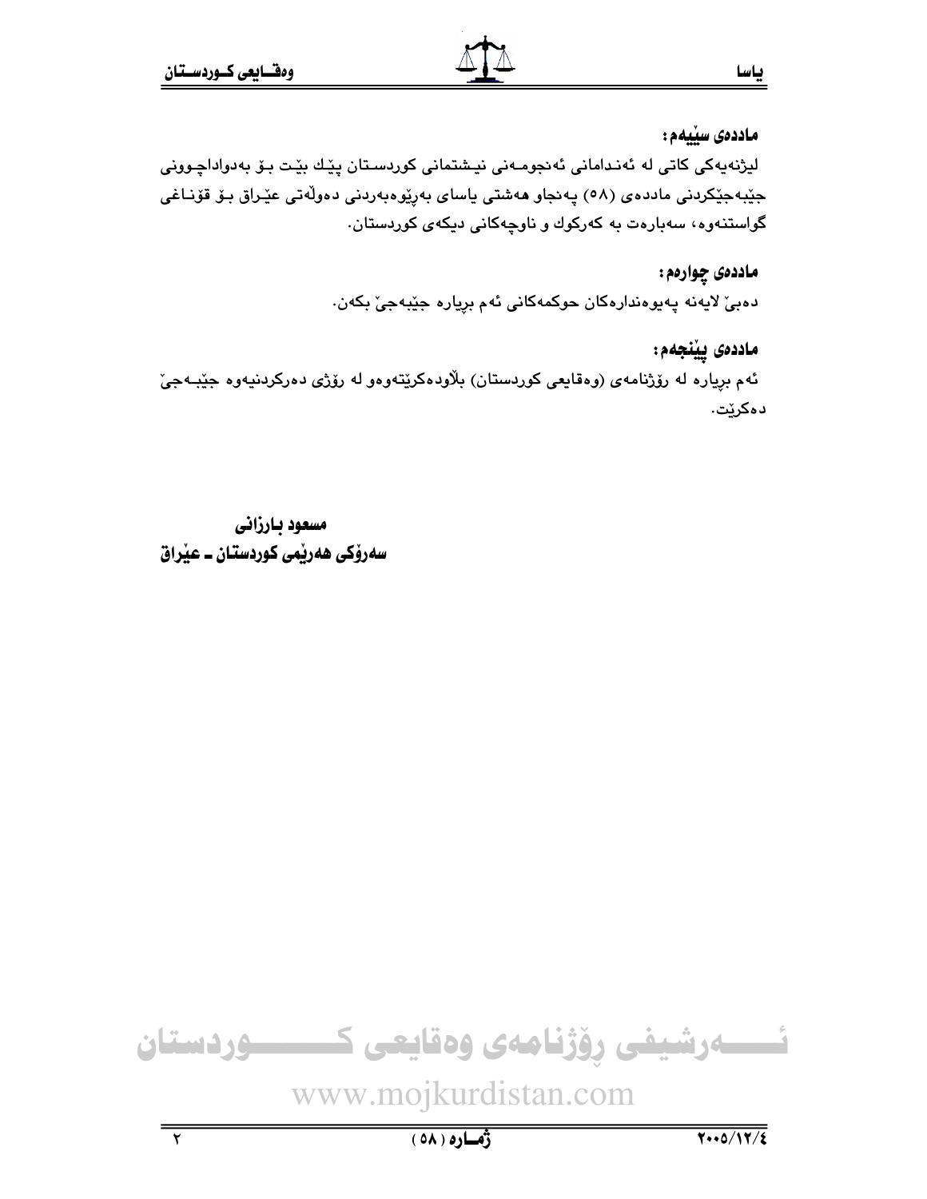**ماددەی سێیەم:**

لیژنەیەکی کاتی لە ئەندامانی ئەنجومەنی نیشتمانی کوردستان پێك بێت بۆ بەدواداچوونی جێبەجێکردنی ماددەی (٥٨) پەنجاو هەشتی یاسای بەڕێوەبەردنی دەوڵەتی عێراق بۆ قۆناغی گواستنەوە، سەبارەت بە کەرکوك و ناوچەکانی دیکەی کوردستان.

**ماددەی چوارەم:**

دەبێ لایەنە پەیوەندارەکان حوکمەکانی ئەم بڕیارە جێبەجێ بکەن.

**ماددەی پێنجەم:**

ئەم بڕیارە لە ڕۆژنامەی (وەقایعی کوردستان) بڵاودەکرێتەوەو لە ڕۆژی دەرکردنیەوە جێبەجێ دەکرێت.

**مسعود بارزانی**
**سەرۆکی هەرێمی کوردستان ـ عێراق**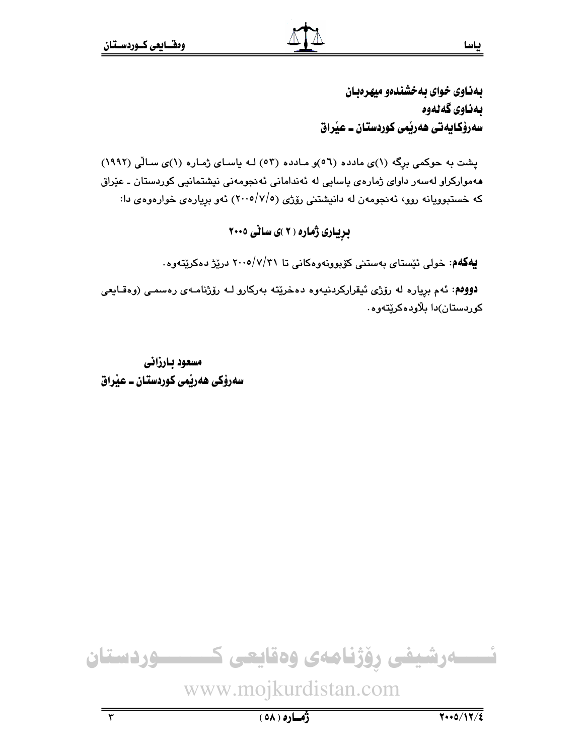**بەناوى خواى بەخشندەو میهرەبان**
**بەناوى گەلەوە**
**سەرۆكایەتى هەرێمى كوردستان ـ عێراق**

پشت بە حوكمى برگە (١)ى ماددە (٥٦)و ماددە (٥٣) لە یاساى ژمارە (١)ى ساڵى (١٩٩٢) هەمواركراو لەسەر داواى ژمارەى یاسایى لە ئەندامانى ئەنجومەنى نیشتمانیى كوردستان ـ عێراق كە خستبوویانە روو، ئەنجومەن لە دانیشتنى رۆژى (٢٠٠٥/٧/٥) ئەو بڕیارەى خوارەوەى دا:

## بڕیارى ژمارە (٢)ى ساڵى ٢٠٠٥

**یەكەم**: خولى ئێستاى بەستنى كۆبوونەوەكانى تا ٢٠٠٥/٧/٣١ درێژ دەكرێتەوە.

**دووەم**: ئەم بڕیارە لە رۆژى ئیقراركردنیەوە دەخرێتە بەركارو لە رۆژنامەى رەسمى (وەقایعى كوردستان)دا بڵاودەكرێتەوە.

**مسعود بارزانى**
**سەرۆكى هەرێمى كوردستان ـ عێراق**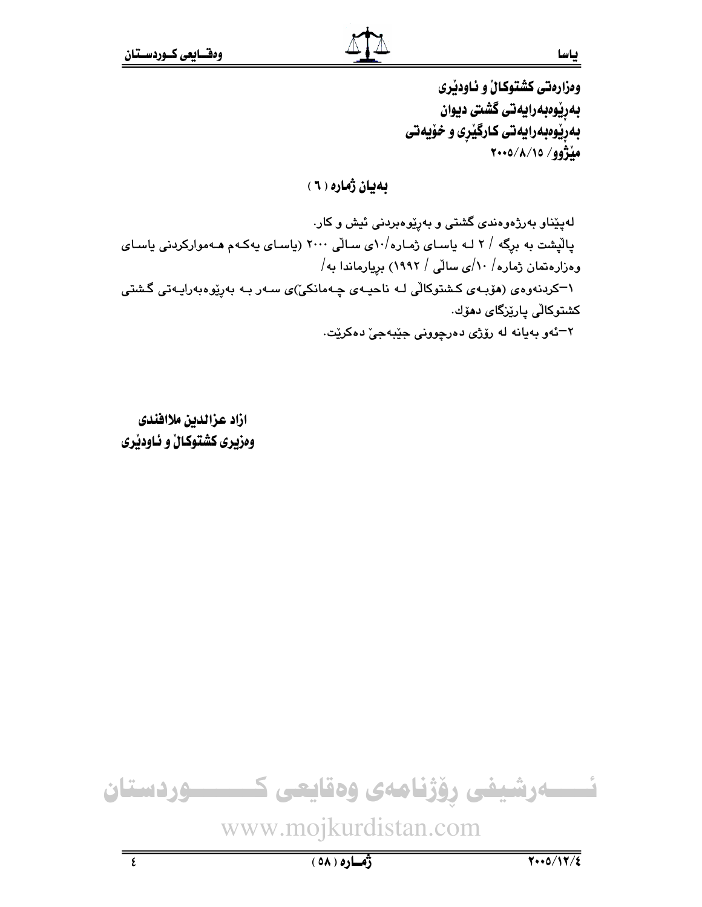وەزارەتی کشتوکاڵ و ئاودێری
بەڕێوەبەرایەتی گشتی دیوان
بەڕێوەبەرایەتی کارگێڕی و خۆیەتی
مێژوو/ ٢٠٠٥/٨/١٥

## بەیان ژمارە (٦)

لەپێناو بەرژەوەندی گشتی و بەڕێوەبردنی ئیش و کار.

پاڵپشت بە بڕگە / ٢ لە یاسای ژمارە/١٠ی ساڵی ٢٠٠٠ (یاسای یەکەم هەموارکردنی یاسای وەزارەتمان ژمارە/ ١٠/ی ساڵی / ١٩٩٢) بڕیارماندا بە/

١-کردنەوەی (هۆبەی کشتوکاڵی لە ناحیەی چەمانکێ)ی سەر بە بەڕێوەبەرایەتی گشتی کشتوکاڵی پارێزگای دهۆک.

٢-ئەو بەیانە لە رۆژی دەرچوونی جێبەجێ دەکرێت.

**ازاد عزالدین ملافندی**
**وەزیری کشتوکاڵ و ئاودێری**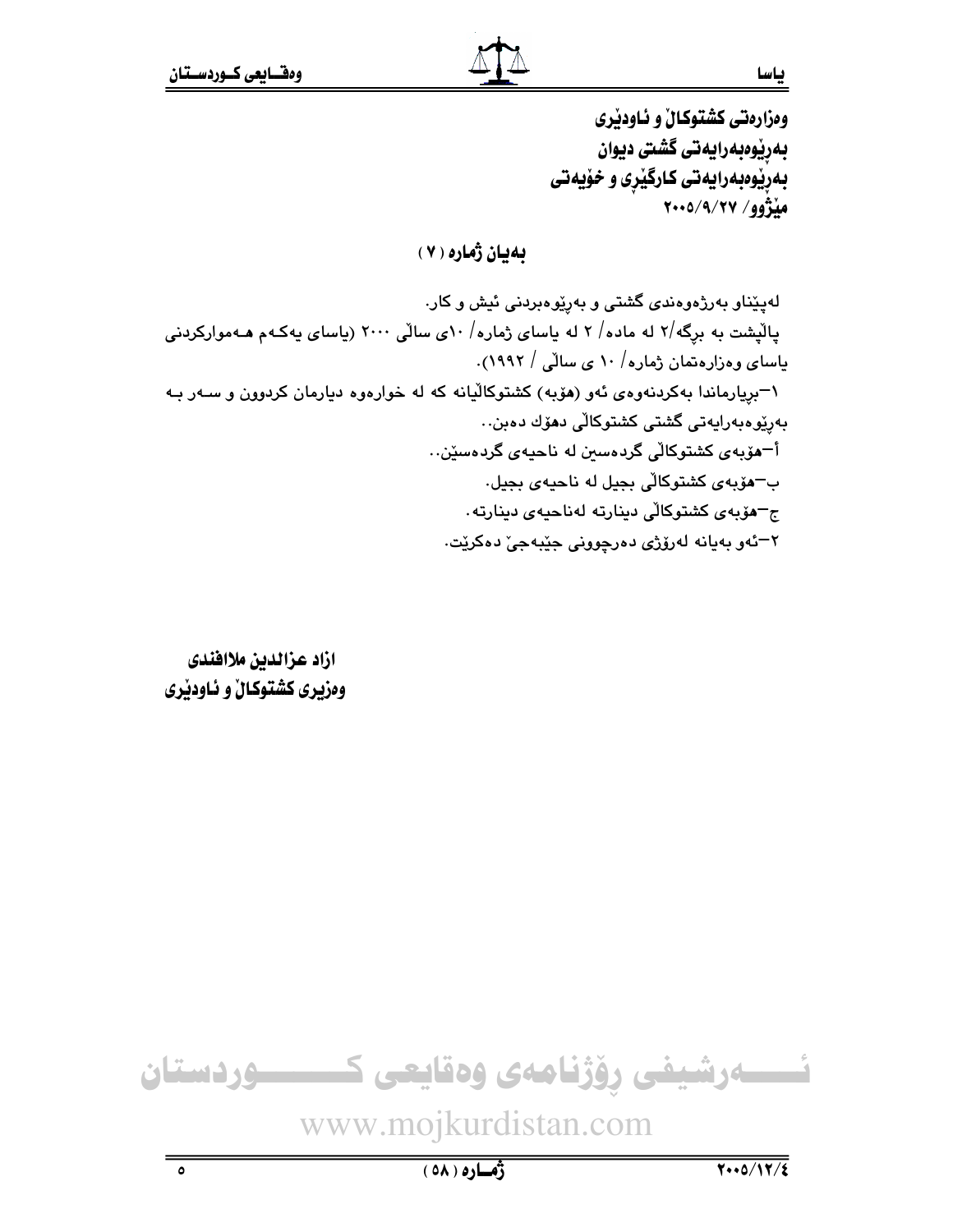**وەزارەتی کشتوکاڵ و ئاودێری**
**بەڕێوەبەرایەتی گشتی دیوان**
**بەڕێوەبەرایەتی کارگێڕی و خۆیەتی**
**مێژوو/ ٢٠٠٥/٩/٢٧**

## بەیان ژمارە ( ٧ )

لەپێناو بەرژەوەندی گشتی و بەڕێوەبردنی ئیش و کار.

پاڵپشت بە بڕگە/٢ لە مادە/ ٢ لە یاسای ژمارە/ ١٠ی ساڵی ٢٠٠٠ (یاسای یەکەم هەموارکردنی یاسای وەزارەتمان ژمارە/ ١٠ ی ساڵی / ١٩٩٢).

١-بڕیارماندا بەکردنەوەی ئەو (هۆبە) کشتوکاڵیانە کە لە خوارەوە دیارمان کردوون و سەر بە بەڕێوەبەرایەتی گشتی کشتوکاڵی دهۆك دەبن..

أ-هۆبەی کشتوکاڵی گردەسین لە ناحیەی گردەسێن..

ب-هۆبەی کشتوکاڵی بجیل لە ناحیەی بجیل.

ج-هۆبەی کشتوکاڵی دینارتە لەناحیەی دینارتە.

٢-ئەو بەیانە لەرۆژی دەرچوونی جێبەجێ دەکرێت.

**ازاد عزالدین ملافندی**
**وەزیری کشتوکاڵ و ئاودێری**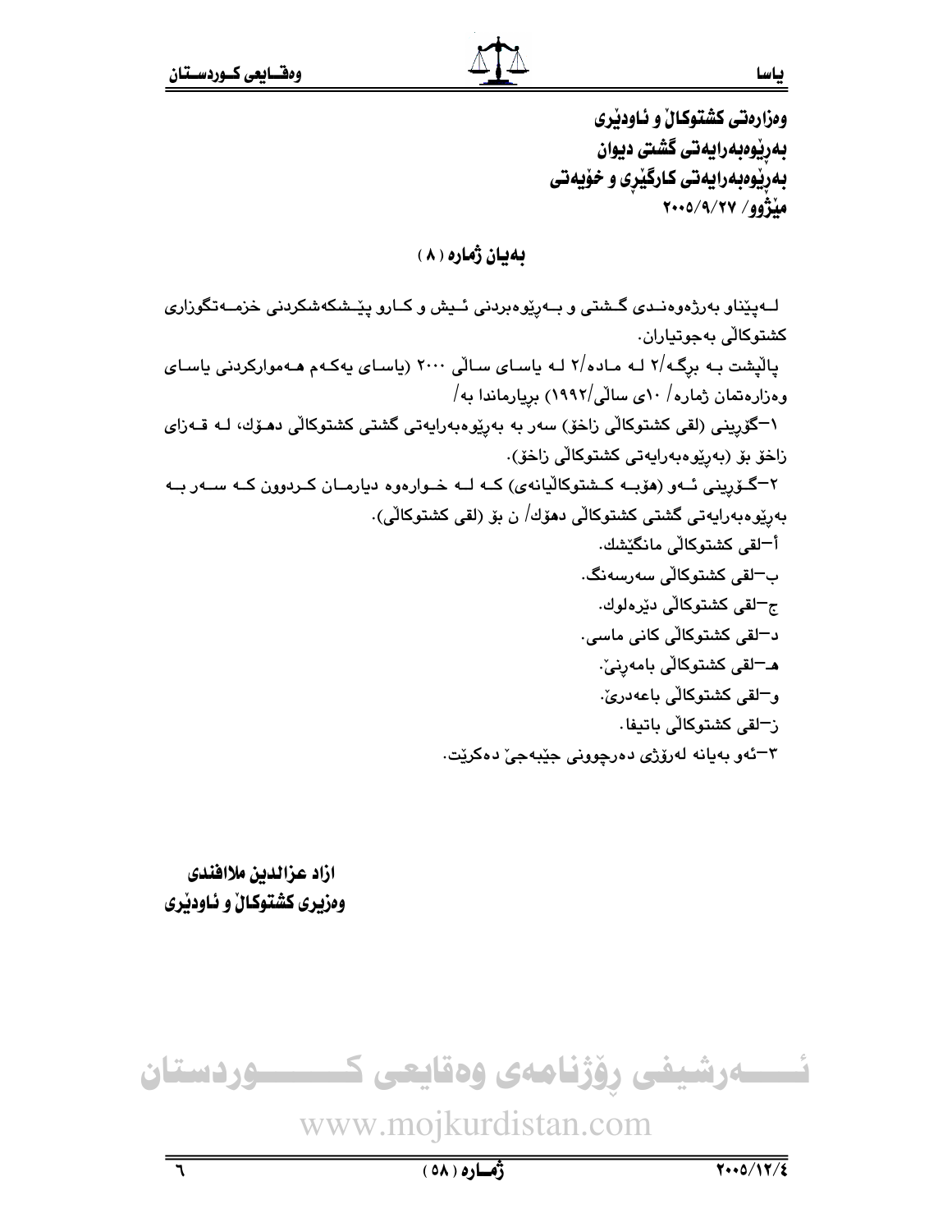وەزارەتی کشتوکاڵ و ئاودێری
بەڕێوەبەرایەتی گشتی دیوان
بەڕێوەبەرایەتی کارگێڕی و خۆیەتی
مێژوو/ ٢٠٠٥/٩/٢٧

## بەیان ژمارە (٨)

لەپێناو بەرژەوەندی گشتی و بەڕێوەبردنی ئیش و کارو پێشکەشکردنی خزمەتگوزاری کشتوکاڵی بەجوتیاران.

پاڵپشت بە برگە/٢ لە مادە/٢ لە یاسای ساڵی ٢٠٠٠ (یاسای یەکەم هەموارکردنی یاسای وەزارەتمان ژمارە/ ١٠ی ساڵی/١٩٩٢) بریارماندا بە/

١-گۆڕینی (لقی کشتوکاڵی زاخۆ) سەر بە بەڕێوەبەرایەتی گشتی کشتوکاڵی دهۆك، لە قەزای زاخۆ بۆ (بەڕێوەبەرایەتی کشتوکاڵی زاخۆ).

٢-گۆڕینی ئەو (هۆبە کشتوکاڵیانەی) کە لە خوارەوە دیارمان کردوون کە سەر بە بەڕێوەبەرایەتی گشتی کشتوکاڵی دهۆك/ ن بۆ (لقی کشتوکاڵی).

أ-لقی کشتوکاڵی مانگێشك.
ب-لقی کشتوکاڵی سەرسەنگ.
ج-لقی کشتوکاڵی دێرەلوك.
د-لقی کشتوکاڵی کانی ماسی.
هـ-لقی کشتوکاڵی بامەڕنێ.
و-لقی کشتوکاڵی باعەدرێ.
ز-لقی کشتوکاڵی باتیفا.

٣-ئەو بەیانە لەرۆژی دەرچوونی جێبەجێ دەکرێت.

**ازاد عزالدین ملاافندی**
**وەزیری کشتوکاڵ و ئاودێری**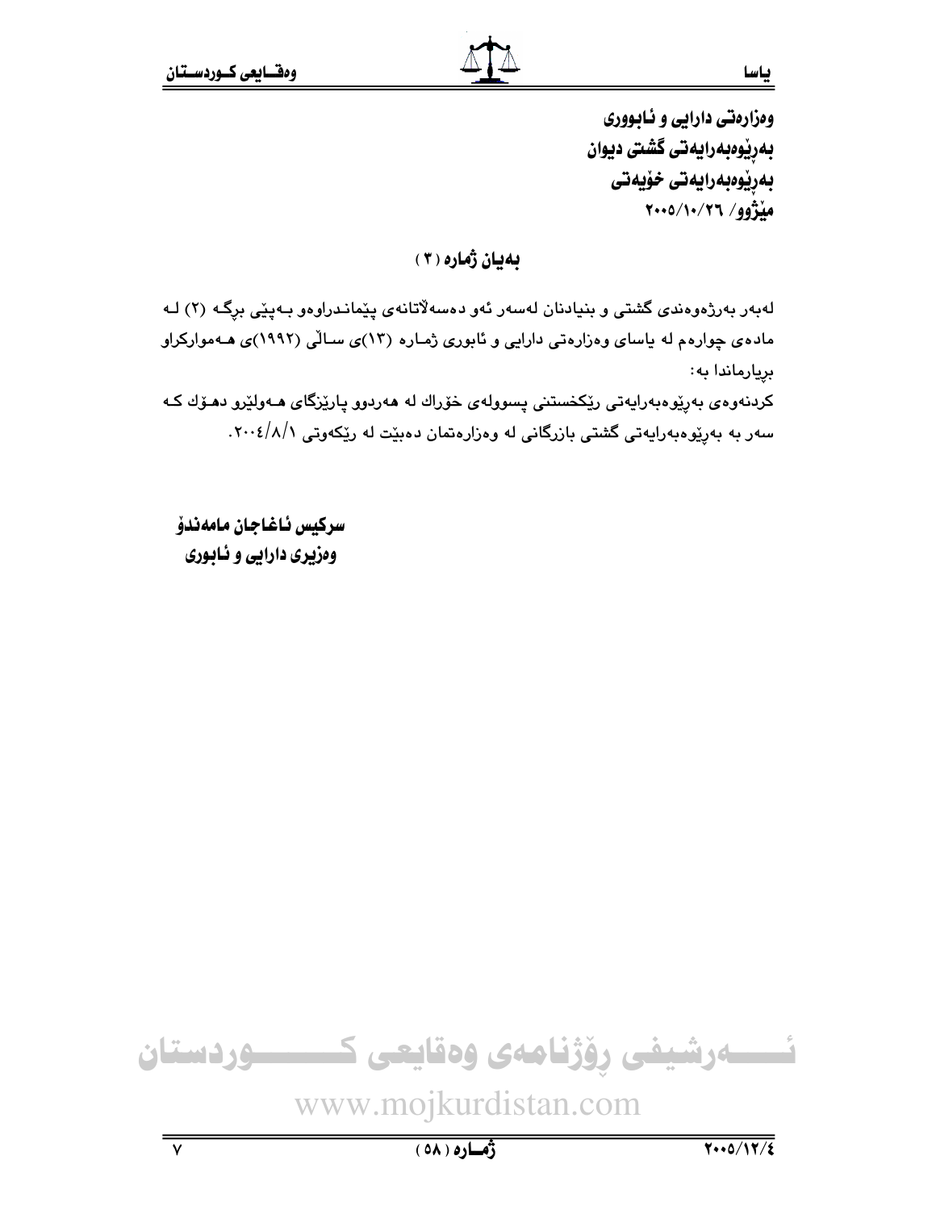**وەزارەتی دارایی و ئابووری**
**بەڕێوەبەرایەتی گشتی دیوان**
**بەڕێوەبەرایەتی خۆیەتی**
**مێژوو/ ٢٠٠٥/١٠/٢٦**

## بەیان ژمارە (٣)

لەبەر بەرژەوەندی گشتی و بنیادنان لەسەر ئەو دەسەلاّتانەی پێماندراوەو بەپێی برگە (٢) لە مادەی چوارەم لە یاسای وەزارەتی دارایی و ئابوری ژمارە (١٣)ی ساڵی (١٩٩٢)ی هەموارکراو بڕیارماندا بە:

کردنەوەی بەڕێوەبەرایەتی ڕێکخستنی پسوولەی خۆراك لە هەردوو پارێزگای هەولێرو دهۆك کە سەر بە بەڕێوەبەرایەتی گشتی بازرگانی لە وەزارەتمان دەبێت لە ڕێکەوتی ٢٠٠٤/٨/١.

**سرکیس ئاغاجان مامەندۆ**
**وەزیری دارایی و ئابوری**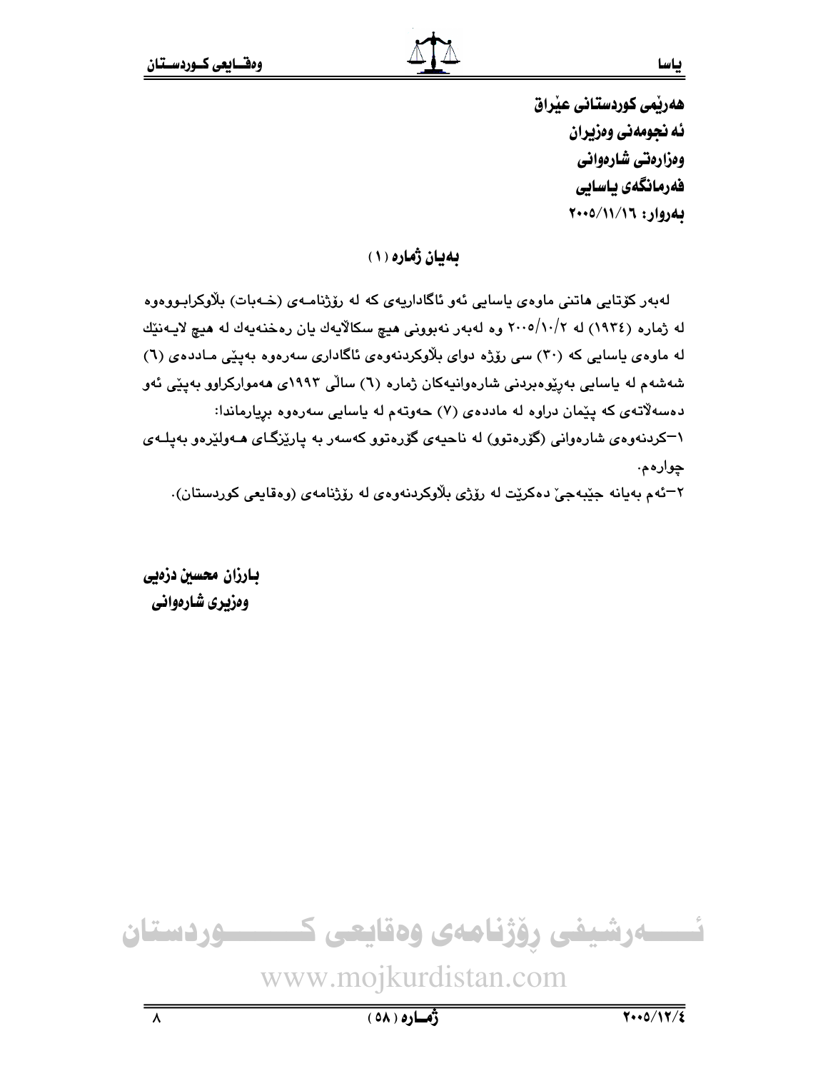هەرێمی کوردستانی عێراق
ئه نجومه نی وەزیران
وەزارەتی شارەوانی
فەرمانگەی یاسایی
بەروار: ٢٠٠٥/١١/١٦

## بەیان ژمارە (١)

لەبەر کۆتایی هاتنی ماوەی یاسایی ئەو ئاگادارییەی کە لە رۆژنامەی (خەبات) بڵاوکرابووەوە لە ژمارە (١٩٣٤) لە ٢٠٠٥/١٠/٢ وە لەبەر نەبوونی هیچ سکاڵایەك یان رەخنەیەك لە هیچ لایەنێك لە ماوەی یاسایی کە (٣٠) سی رۆژە دوای بڵاوکردنەوەی ئاگاداری سەرەوە بەپێی ماددەی (٦) شەشەم لە یاسایی بەڕێوەبردنی شارەوانیەکان ژمارە (٦) ساڵی ١٩٩٣ی هەموارکراوو بەپێی ئەو دەسەڵاتەی کە پێمان دراوە لە ماددەی (٧) حەوتەم لە یاسایی سەرەوە بڕیارماندا:

١-کردنەوەی شارەوانی (گۆرەتوو) لە ناحیەی گۆرەتوو کەسەر بە پارێزگای هەولێرەو بەپلەی چوارەم.

٢-ئەم بەیانە جێبەجێ دەکرێت لە رۆژی بڵاوکردنەوەی لە رۆژنامەی (وەقایعی کوردستان).

**بارزان محسن دزەیی**
**وەزیری شارەوانی**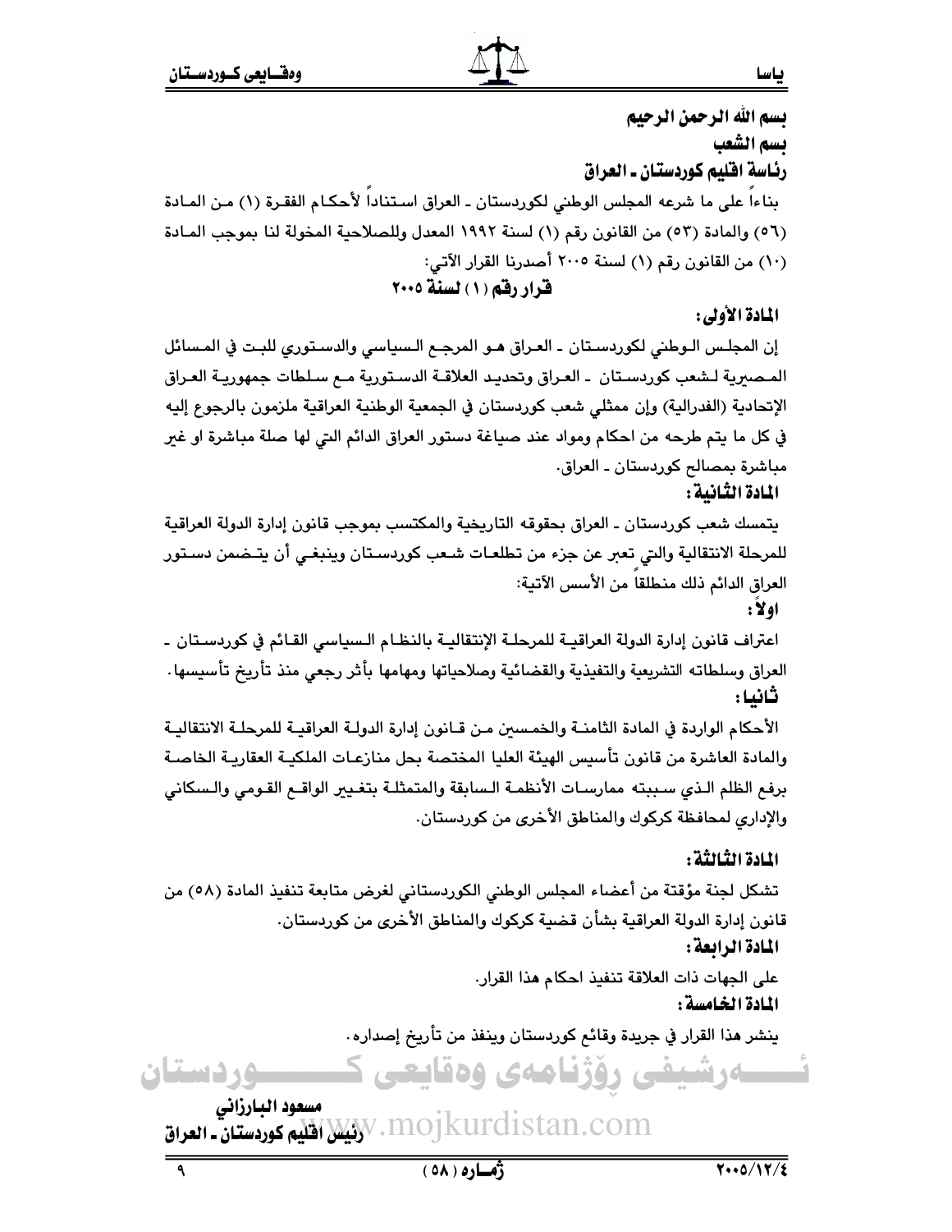بسم الله الرحمن الرحيم
بسم الشعب
**رئاسة اقليم كوردستان ـ العراق**

بناءاً على ما شرعه المجلس الوطني لكوردستان ـ العراق استناداً لأحكام الفقرة (١) من المادة (٥٦) والمادة (٥٣) من القانون رقم (١) لسنة ١٩٩٢ المعدل وللصلاحية المخولة لنا بموجب المادة (١٠) من القانون رقم (١) لسنة ٢٠٠٥ أصدرنا القرار الآتي:

## قرار رقم (١) لسنة ٢٠٠٥

**المادة الأولى:**

إن المجلس الوطني لكوردستان ـ العراق هو المرجع السياسي والدستوري للبت في المسائل المصيرية لشعب كوردستان ـ العراق وتحديد العلاقة الدستورية مع سلطات جمهورية العراق الإتحادية (الفدرالية) وإن ممثلي شعب كوردستان في الجمعية الوطنية العراقية ملزمون بالرجوع إليه في كل ما يتم طرحه من احكام ومواد عند صياغة دستور العراق الدائم التي لها صلة مباشرة او غير مباشرة بمصالح كوردستان ـ العراق.

**المادة الثانية:**

يتمسك شعب كوردستان ـ العراق بحقوقه التاريخية والمكتسب بموجب قانون إدارة الدولة العراقية للمرحلة الانتقالية والتي تعبر عن جزء من تطلعات شعب كوردستان وينبغي أن يتضمن دستور العراق الدائم ذلك منطلقاً من الأسس الآتية:

**اولاً:**

اعتراف قانون إدارة الدولة العراقية للمرحلة الإنتقالية بالنظام السياسي القائم في كوردستان ـ العراق وسلطاته التشريعية والتنفيذية والقضائية وصلاحياتها ومهامها بأثر رجعي منذ تأريخ تأسيسها.

**ثانيا:**

الأحكام الواردة في المادة الثامنة والخمسين من قانون إدارة الدولة العراقية للمرحلة الانتقالية والمادة العاشرة من قانون تأسيس الهيئة العليا المختصة بحل منازعات الملكية العقارية الخاصة برفع الظلم الذي سببته ممارسات الأنظمة السابقة والمتمثلة بتغيير الواقع القومي والسكاني والإداري لمحافظة كركوك والمناطق الأخرى من كوردستان.

**المادة الثالثة:**

تشكل لجنة مؤقتة من أعضاء المجلس الوطني الكوردستاني لغرض متابعة تنفيذ المادة (٥٨) من قانون إدارة الدولة العراقية بشأن قضية كركوك والمناطق الأخرى من كوردستان.

**المادة الرابعة:**

على الجهات ذات العلاقة تنفيذ احكام هذا القرار.

**المادة الخامسة:**

ينشر هذا القرار في جريدة وقائع كوردستان وينفذ من تأريخ إصداره.

**مسعود البارزاني**
**رئيس اقليم كوردستان ـ العراق**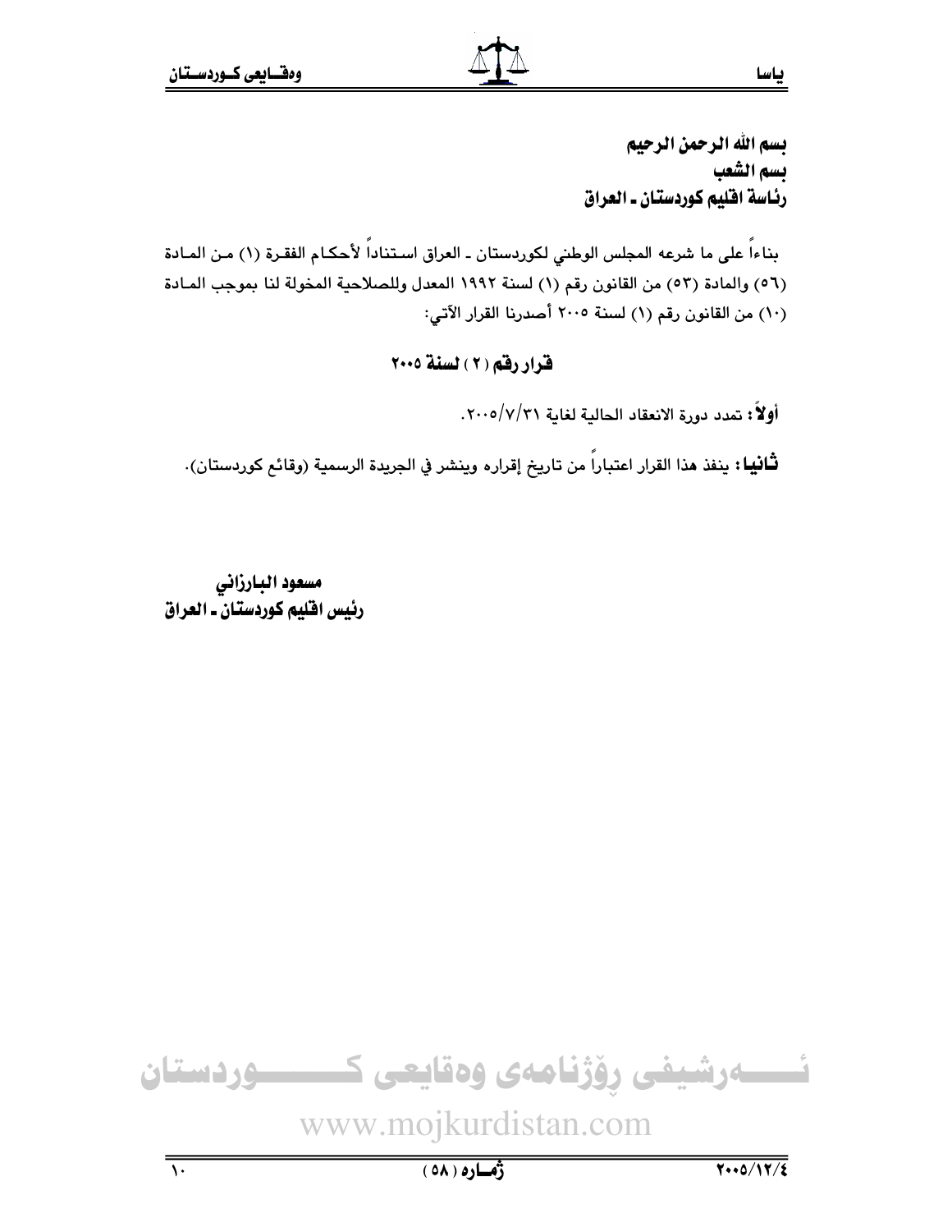**بسم الله الرحمن الرحيم**
**بسم الشعب**
**رئاسة اقليم كوردستان ـ العراق**

بناءاً على ما شرعه المجلس الوطني لكوردستان ـ العراق استناداً لأحكام الفقرة (١) من المادة (٥٦) والمادة (٥٣) من القانون رقم (١) لسنة ١٩٩٢ المعدل وللصلاحية المخولة لنا بموجب المادة (١٠) من القانون رقم (١) لسنة ٢٠٠٥ أصدرنا القرار الآتي:

## قرار رقم (٢) لسنة ٢٠٠٥

**أولاً:** تمدد دورة الانعقاد الحالية لغاية ٢٠٠٥/٧/٣١.

**ثانيا:** ينفذ هذا القرار اعتباراً من تاريخ إقراره وينشر في الجريدة الرسمية (وقائع كوردستان).

**مسعود البارزاني**
**رئيس اقليم كوردستان ـ العراق**